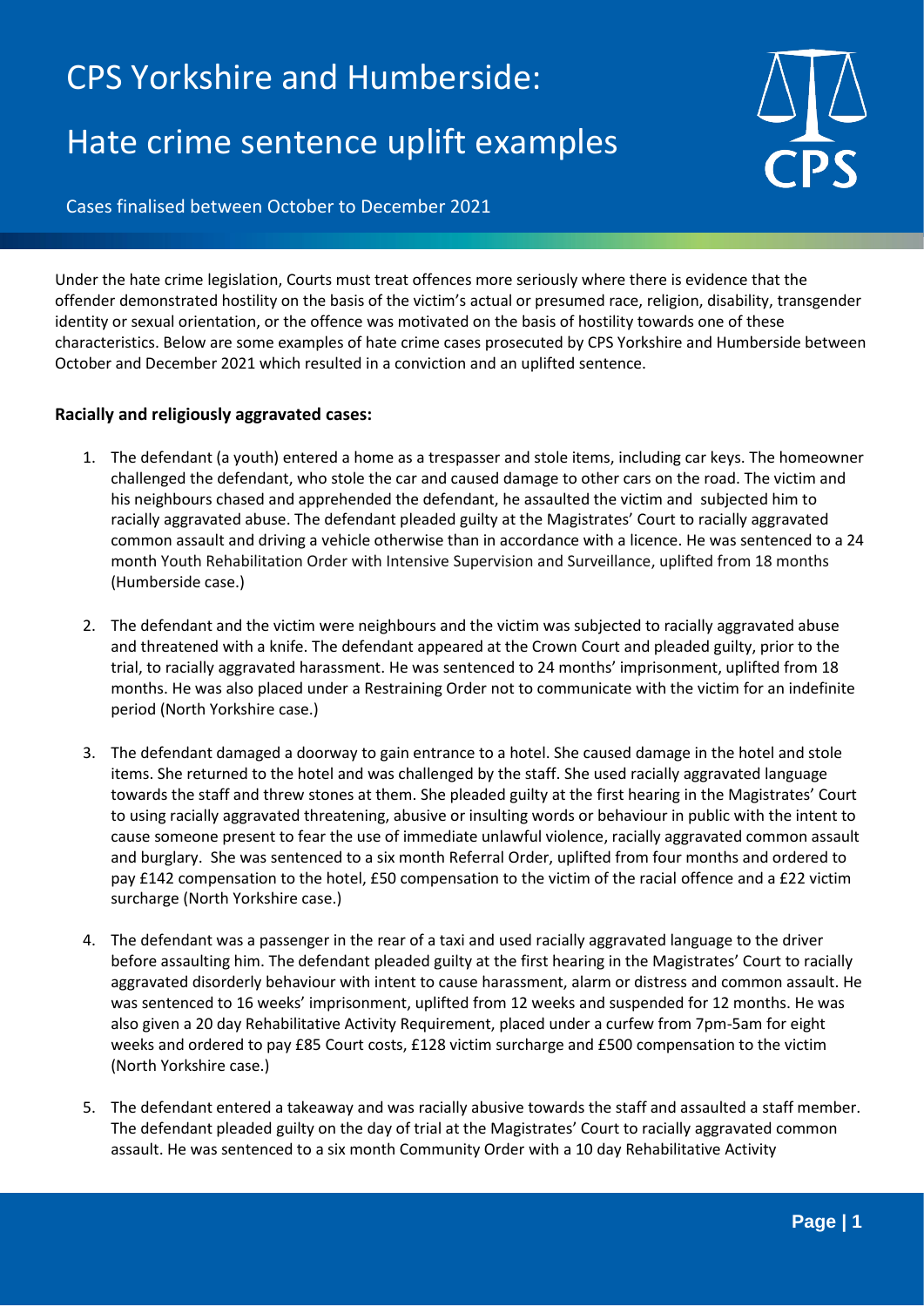# CPS Yorkshire and Humberside:

# Hate crime sentence uplift examples

Cases finalised between October to December 2021

Under the hate crime legislation, Courts must treat offences more seriously where there is evidence that the offender demonstrated hostility on the basis of the victim's actual or presumed race, religion, disability, transgender identity or sexual orientation, or the offence was motivated on the basis of hostility towards one of these characteristics. Below are some examples of hate crime cases prosecuted by CPS Yorkshire and Humberside between October and December 2021 which resulted in a conviction and an uplifted sentence.

**Racially and religiously aggravated cases:**

1. The defendant (a youth) entered a home as a trespasser and stole items, including car keys. The homeowner challenged the defendant, who stole the car and caused damage to other cars on the road. The victim and his neighbours chased and apprehended the defendant, he assaulted the victim and subjected him to racially aggravated abuse. The defendant pleaded guilty at the Magistrates' Court to racially aggravated common assault and driving a vehicle otherwise than in accordance with a licence. He was sentenced to a 24 month Youth Rehabilitation Order with Intensive Supervision and Surveillance, uplifted from 18 months (Humberside case.)

2. The defendant and the victim were neighbours and the victim was subjected to racially aggravated abuse and threatened with a knife. The defendant appeared at the Crown Court and pleaded guilty, prior to the trial, to racially aggravated harassment. He was sentenced to 24 months' imprisonment, uplifted from 18 months. He was also placed under a Restraining Order not to communicate with the victim for an indefinite period (North Yorkshire case.)

3. The defendant damaged a doorway to gain entrance to a hotel. She caused damage in the hotel and stole items. She returned to the hotel and was challenged by the staff. She used racially aggravated language towards the staff and threw stones at them. She pleaded guilty at the first hearing in the Magistrates' Court to using racially aggravated threatening, abusive or insulting words or behaviour in public with the intent to cause someone present to fear the use of immediate unlawful violence, racially aggravated common assault and burglary. She was sentenced to a six month Referral Order, uplifted from four months and ordered to pay £142 compensation to the hotel, £50 compensation to the victim of the racial offence and a £22 victim surcharge (North Yorkshire case.)

4. The defendant was a passenger in the rear of a taxi and used racially aggravated language to the driver before assaulting him. The defendant pleaded guilty at the first hearing in the Magistrates' Court to racially aggravated disorderly behaviour with intent to cause harassment, alarm or distress and common assault. He was sentenced to 16 weeks' imprisonment, uplifted from 12 weeks and suspended for 12 months. He was also given a 20 day Rehabilitative Activity Requirement, placed under a curfew from 7pm-5am for eight weeks and ordered to pay £85 Court costs, £128 victim surcharge and £500 compensation to the victim (North Yorkshire case.)

5. The defendant entered a takeaway and was racially abusive towards the staff and assaulted a staff member. The defendant pleaded guilty on the day of trial at the Magistrates' Court to racially aggravated common assault. He was sentenced to a six month Community Order with a 10 day Rehabilitative Activity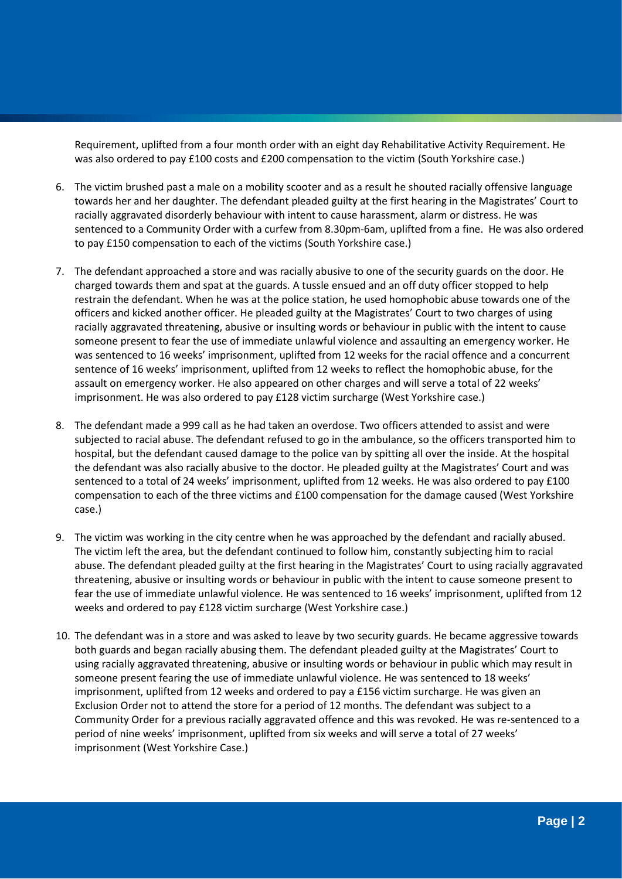Requirement, uplifted from a four month order with an eight day Rehabilitative Activity Requirement. He was also ordered to pay £100 costs and £200 compensation to the victim (South Yorkshire case.)

6. The victim brushed past a male on a mobility scooter and as a result he shouted racially offensive language towards her and her daughter. The defendant pleaded guilty at the first hearing in the Magistrates' Court to racially aggravated disorderly behaviour with intent to cause harassment, alarm or distress. He was sentenced to a Community Order with a curfew from 8.30pm-6am, uplifted from a fine. He was also ordered to pay £150 compensation to each of the victims (South Yorkshire case.)

7. The defendant approached a store and was racially abusive to one of the security guards on the door. He charged towards them and spat at the guards. A tussle ensued and an off duty officer stopped to help restrain the defendant. When he was at the police station, he used homophobic abuse towards one of the officers and kicked another officer. He pleaded guilty at the Magistrates' Court to two charges of using racially aggravated threatening, abusive or insulting words or behaviour in public with the intent to cause someone present to fear the use of immediate unlawful violence and assaulting an emergency worker. He was sentenced to 16 weeks' imprisonment, uplifted from 12 weeks for the racial offence and a concurrent sentence of 16 weeks' imprisonment, uplifted from 12 weeks to reflect the homophobic abuse, for the assault on emergency worker. He also appeared on other charges and will serve a total of 22 weeks' imprisonment. He was also ordered to pay £128 victim surcharge (West Yorkshire case.)

8. The defendant made a 999 call as he had taken an overdose. Two officers attended to assist and were subjected to racial abuse. The defendant refused to go in the ambulance, so the officers transported him to hospital, but the defendant caused damage to the police van by spitting all over the inside. At the hospital the defendant was also racially abusive to the doctor. He pleaded guilty at the Magistrates' Court and was sentenced to a total of 24 weeks' imprisonment, uplifted from 12 weeks. He was also ordered to pay £100 compensation to each of the three victims and £100 compensation for the damage caused (West Yorkshire case.)

9. The victim was working in the city centre when he was approached by the defendant and racially abused. The victim left the area, but the defendant continued to follow him, constantly subjecting him to racial abuse. The defendant pleaded guilty at the first hearing in the Magistrates' Court to using racially aggravated threatening, abusive or insulting words or behaviour in public with the intent to cause someone present to fear the use of immediate unlawful violence. He was sentenced to 16 weeks' imprisonment, uplifted from 12 weeks and ordered to pay £128 victim surcharge (West Yorkshire case.)

10. The defendant was in a store and was asked to leave by two security guards. He became aggressive towards both guards and began racially abusing them. The defendant pleaded guilty at the Magistrates' Court to using racially aggravated threatening, abusive or insulting words or behaviour in public which may result in someone present fearing the use of immediate unlawful violence. He was sentenced to 18 weeks' imprisonment, uplifted from 12 weeks and ordered to pay a £156 victim surcharge. He was given an Exclusion Order not to attend the store for a period of 12 months. The defendant was subject to a Community Order for a previous racially aggravated offence and this was revoked. He was re-sentenced to a period of nine weeks' imprisonment, uplifted from six weeks and will serve a total of 27 weeks' imprisonment (West Yorkshire Case.)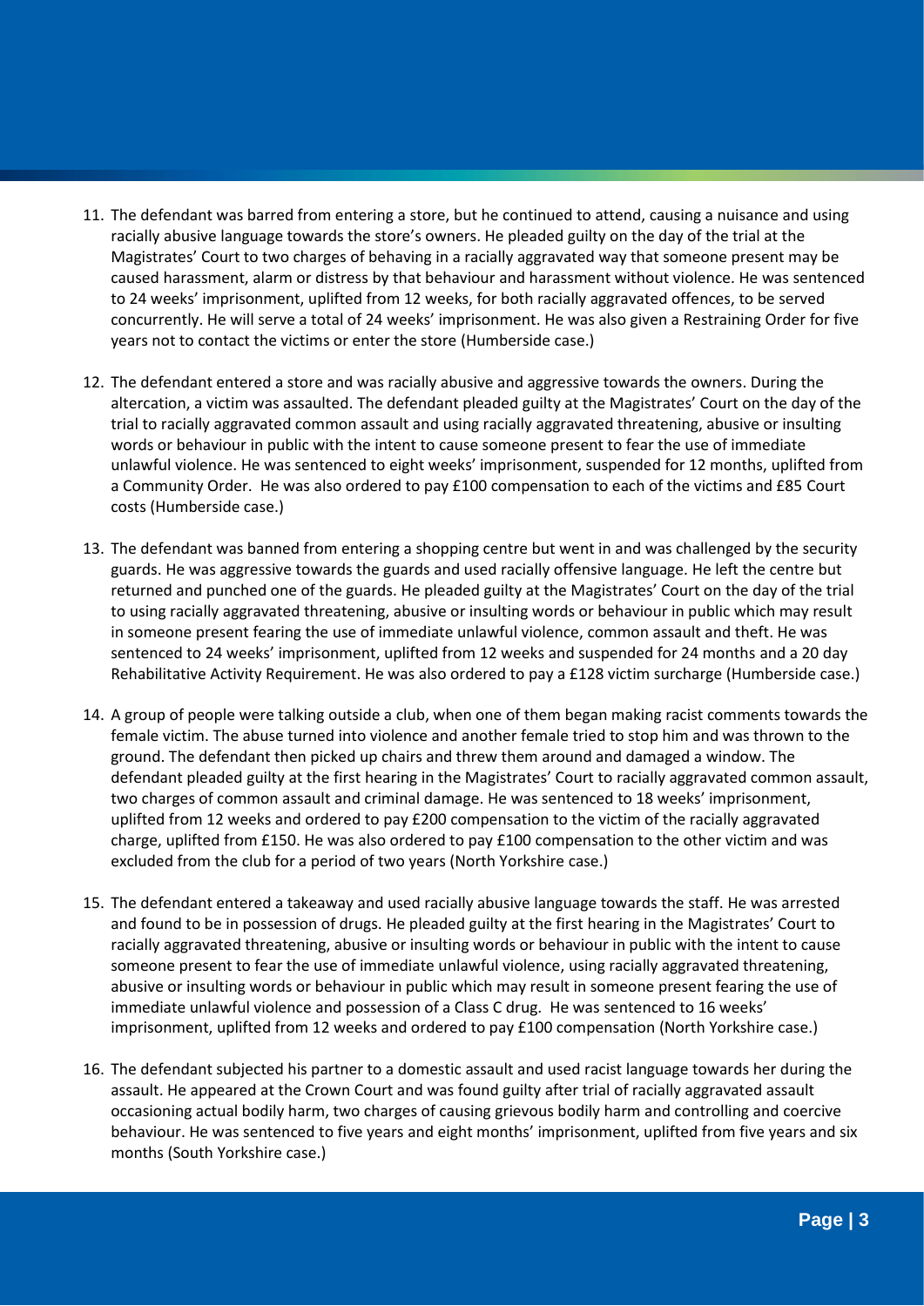11. The defendant was barred from entering a store, but he continued to attend, causing a nuisance and using racially abusive language towards the store's owners. He pleaded guilty on the day of the trial at the Magistrates' Court to two charges of behaving in a racially aggravated way that someone present may be caused harassment, alarm or distress by that behaviour and harassment without violence. He was sentenced to 24 weeks' imprisonment, uplifted from 12 weeks, for both racially aggravated offences, to be served concurrently. He will serve a total of 24 weeks' imprisonment. He was also given a Restraining Order for five years not to contact the victims or enter the store (Humberside case.)

12. The defendant entered a store and was racially abusive and aggressive towards the owners. During the altercation, a victim was assaulted. The defendant pleaded guilty at the Magistrates' Court on the day of the trial to racially aggravated common assault and using racially aggravated threatening, abusive or insulting words or behaviour in public with the intent to cause someone present to fear the use of immediate unlawful violence. He was sentenced to eight weeks' imprisonment, suspended for 12 months, uplifted from a Community Order. He was also ordered to pay £100 compensation to each of the victims and £85 Court costs (Humberside case.)

13. The defendant was banned from entering a shopping centre but went in and was challenged by the security guards. He was aggressive towards the guards and used racially offensive language. He left the centre but returned and punched one of the guards. He pleaded guilty at the Magistrates' Court on the day of the trial to using racially aggravated threatening, abusive or insulting words or behaviour in public which may result in someone present fearing the use of immediate unlawful violence, common assault and theft. He was sentenced to 24 weeks' imprisonment, uplifted from 12 weeks and suspended for 24 months and a 20 day Rehabilitative Activity Requirement. He was also ordered to pay a £128 victim surcharge (Humberside case.)

14. A group of people were talking outside a club, when one of them began making racist comments towards the female victim. The abuse turned into violence and another female tried to stop him and was thrown to the ground. The defendant then picked up chairs and threw them around and damaged a window. The defendant pleaded guilty at the first hearing in the Magistrates' Court to racially aggravated common assault, two charges of common assault and criminal damage. He was sentenced to 18 weeks' imprisonment, uplifted from 12 weeks and ordered to pay £200 compensation to the victim of the racially aggravated charge, uplifted from £150. He was also ordered to pay £100 compensation to the other victim and was excluded from the club for a period of two years (North Yorkshire case.)

15. The defendant entered a takeaway and used racially abusive language towards the staff. He was arrested and found to be in possession of drugs. He pleaded guilty at the first hearing in the Magistrates' Court to racially aggravated threatening, abusive or insulting words or behaviour in public with the intent to cause someone present to fear the use of immediate unlawful violence, using racially aggravated threatening, abusive or insulting words or behaviour in public which may result in someone present fearing the use of immediate unlawful violence and possession of a Class C drug. He was sentenced to 16 weeks' imprisonment, uplifted from 12 weeks and ordered to pay £100 compensation (North Yorkshire case.)

16. The defendant subjected his partner to a domestic assault and used racist language towards her during the assault. He appeared at the Crown Court and was found guilty after trial of racially aggravated assault occasioning actual bodily harm, two charges of causing grievous bodily harm and controlling and coercive behaviour. He was sentenced to five years and eight months' imprisonment, uplifted from five years and six months (South Yorkshire case.)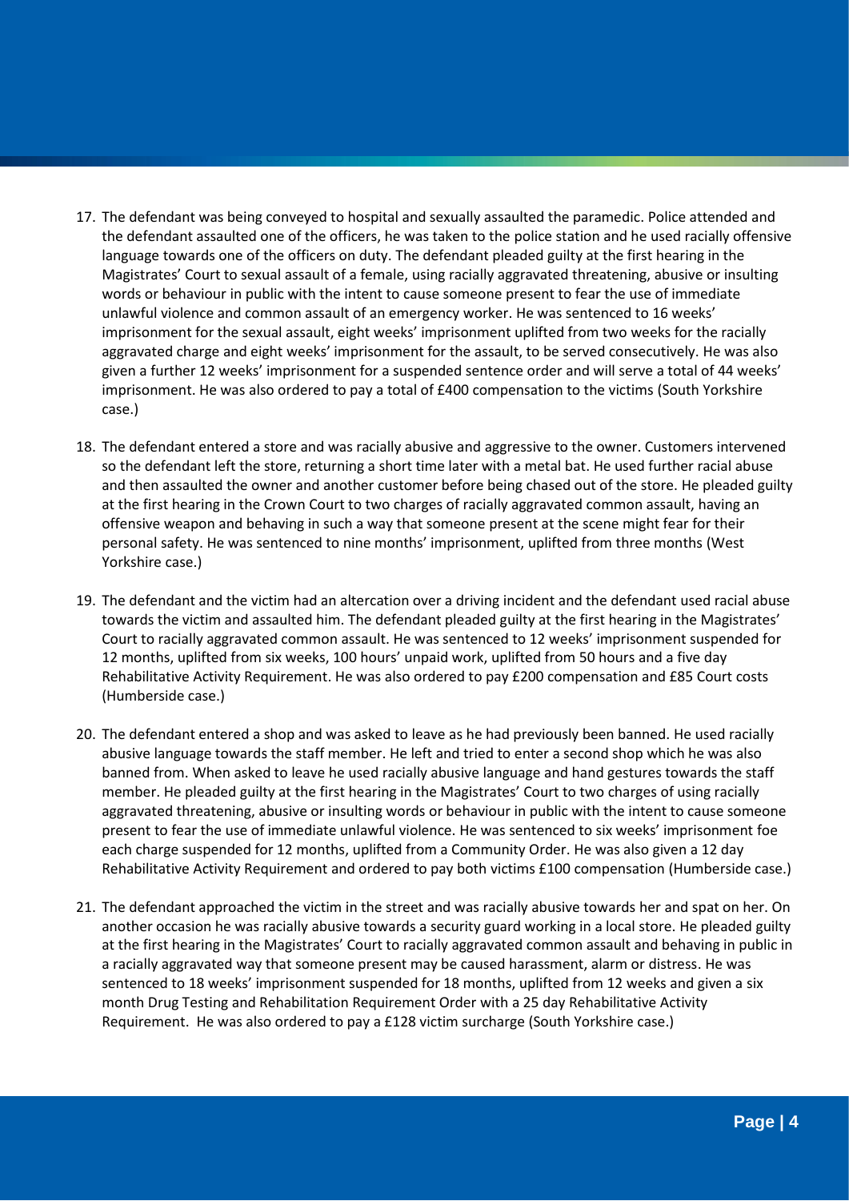17. The defendant was being conveyed to hospital and sexually assaulted the paramedic. Police attended and the defendant assaulted one of the officers, he was taken to the police station and he used racially offensive language towards one of the officers on duty. The defendant pleaded guilty at the first hearing in the Magistrates' Court to sexual assault of a female, using racially aggravated threatening, abusive or insulting words or behaviour in public with the intent to cause someone present to fear the use of immediate unlawful violence and common assault of an emergency worker. He was sentenced to 16 weeks' imprisonment for the sexual assault, eight weeks' imprisonment uplifted from two weeks for the racially aggravated charge and eight weeks' imprisonment for the assault, to be served consecutively. He was also given a further 12 weeks' imprisonment for a suspended sentence order and will serve a total of 44 weeks' imprisonment. He was also ordered to pay a total of £400 compensation to the victims (South Yorkshire case.)

18. The defendant entered a store and was racially abusive and aggressive to the owner. Customers intervened so the defendant left the store, returning a short time later with a metal bat. He used further racial abuse and then assaulted the owner and another customer before being chased out of the store. He pleaded guilty at the first hearing in the Crown Court to two charges of racially aggravated common assault, having an offensive weapon and behaving in such a way that someone present at the scene might fear for their personal safety. He was sentenced to nine months' imprisonment, uplifted from three months (West Yorkshire case.)

19. The defendant and the victim had an altercation over a driving incident and the defendant used racial abuse towards the victim and assaulted him. The defendant pleaded guilty at the first hearing in the Magistrates' Court to racially aggravated common assault. He was sentenced to 12 weeks' imprisonment suspended for 12 months, uplifted from six weeks, 100 hours' unpaid work, uplifted from 50 hours and a five day Rehabilitative Activity Requirement. He was also ordered to pay £200 compensation and £85 Court costs (Humberside case.)

20. The defendant entered a shop and was asked to leave as he had previously been banned. He used racially abusive language towards the staff member. He left and tried to enter a second shop which he was also banned from. When asked to leave he used racially abusive language and hand gestures towards the staff member. He pleaded guilty at the first hearing in the Magistrates' Court to two charges of using racially aggravated threatening, abusive or insulting words or behaviour in public with the intent to cause someone present to fear the use of immediate unlawful violence. He was sentenced to six weeks' imprisonment foe each charge suspended for 12 months, uplifted from a Community Order. He was also given a 12 day Rehabilitative Activity Requirement and ordered to pay both victims £100 compensation (Humberside case.)

21. The defendant approached the victim in the street and was racially abusive towards her and spat on her. On another occasion he was racially abusive towards a security guard working in a local store. He pleaded guilty at the first hearing in the Magistrates' Court to racially aggravated common assault and behaving in public in a racially aggravated way that someone present may be caused harassment, alarm or distress. He was sentenced to 18 weeks' imprisonment suspended for 18 months, uplifted from 12 weeks and given a six month Drug Testing and Rehabilitation Requirement Order with a 25 day Rehabilitative Activity Requirement. He was also ordered to pay a £128 victim surcharge (South Yorkshire case.)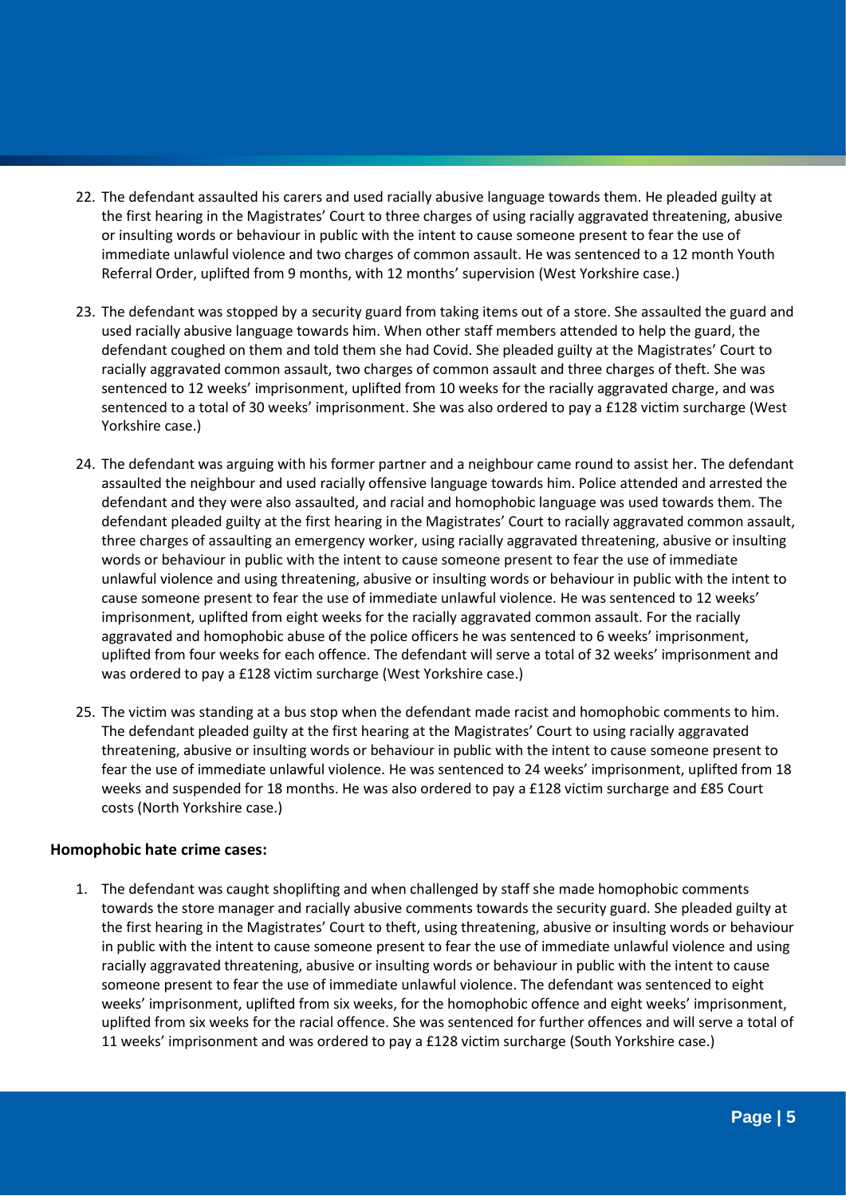22. The defendant assaulted his carers and used racially abusive language towards them. He pleaded guilty at the first hearing in the Magistrates' Court to three charges of using racially aggravated threatening, abusive or insulting words or behaviour in public with the intent to cause someone present to fear the use of immediate unlawful violence and two charges of common assault. He was sentenced to a 12 month Youth Referral Order, uplifted from 9 months, with 12 months' supervision (West Yorkshire case.)

23. The defendant was stopped by a security guard from taking items out of a store. She assaulted the guard and used racially abusive language towards him. When other staff members attended to help the guard, the defendant coughed on them and told them she had Covid. She pleaded guilty at the Magistrates' Court to racially aggravated common assault, two charges of common assault and three charges of theft. She was sentenced to 12 weeks' imprisonment, uplifted from 10 weeks for the racially aggravated charge, and was sentenced to a total of 30 weeks' imprisonment. She was also ordered to pay a £128 victim surcharge (West Yorkshire case.)

24. The defendant was arguing with his former partner and a neighbour came round to assist her. The defendant assaulted the neighbour and used racially offensive language towards him. Police attended and arrested the defendant and they were also assaulted, and racial and homophobic language was used towards them. The defendant pleaded guilty at the first hearing in the Magistrates' Court to racially aggravated common assault, three charges of assaulting an emergency worker, using racially aggravated threatening, abusive or insulting words or behaviour in public with the intent to cause someone present to fear the use of immediate unlawful violence and using threatening, abusive or insulting words or behaviour in public with the intent to cause someone present to fear the use of immediate unlawful violence. He was sentenced to 12 weeks' imprisonment, uplifted from eight weeks for the racially aggravated common assault. For the racially aggravated and homophobic abuse of the police officers he was sentenced to 6 weeks' imprisonment, uplifted from four weeks for each offence. The defendant will serve a total of 32 weeks' imprisonment and was ordered to pay a £128 victim surcharge (West Yorkshire case.)

25. The victim was standing at a bus stop when the defendant made racist and homophobic comments to him. The defendant pleaded guilty at the first hearing at the Magistrates' Court to using racially aggravated threatening, abusive or insulting words or behaviour in public with the intent to cause someone present to fear the use of immediate unlawful violence. He was sentenced to 24 weeks' imprisonment, uplifted from 18 weeks and suspended for 18 months. He was also ordered to pay a £128 victim surcharge and £85 Court costs (North Yorkshire case.)

**Homophobic hate crime cases:**

1. The defendant was caught shoplifting and when challenged by staff she made homophobic comments towards the store manager and racially abusive comments towards the security guard. She pleaded guilty at the first hearing in the Magistrates' Court to theft, using threatening, abusive or insulting words or behaviour in public with the intent to cause someone present to fear the use of immediate unlawful violence and using racially aggravated threatening, abusive or insulting words or behaviour in public with the intent to cause someone present to fear the use of immediate unlawful violence. The defendant was sentenced to eight weeks' imprisonment, uplifted from six weeks, for the homophobic offence and eight weeks' imprisonment, uplifted from six weeks for the racial offence. She was sentenced for further offences and will serve a total of 11 weeks' imprisonment and was ordered to pay a £128 victim surcharge (South Yorkshire case.)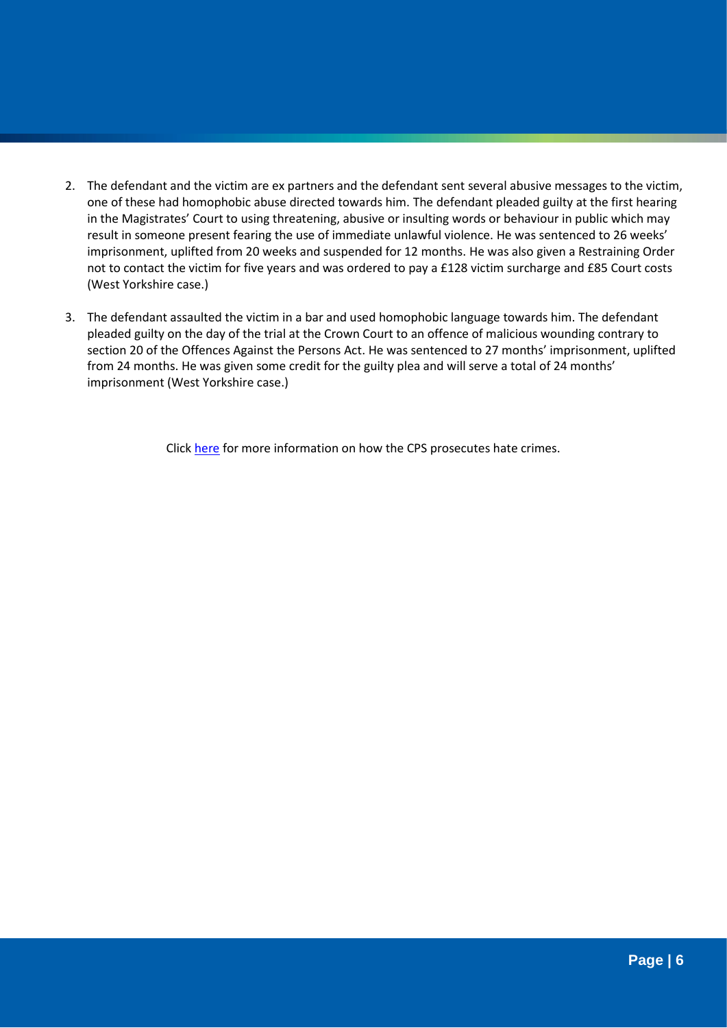2. The defendant and the victim are ex partners and the defendant sent several abusive messages to the victim, one of these had homophobic abuse directed towards him. The defendant pleaded guilty at the first hearing in the Magistrates' Court to using threatening, abusive or insulting words or behaviour in public which may result in someone present fearing the use of immediate unlawful violence. He was sentenced to 26 weeks' imprisonment, uplifted from 20 weeks and suspended for 12 months. He was also given a Restraining Order not to contact the victim for five years and was ordered to pay a £128 victim surcharge and £85 Court costs (West Yorkshire case.)

3. The defendant assaulted the victim in a bar and used homophobic language towards him. The defendant pleaded guilty on the day of the trial at the Crown Court to an offence of malicious wounding contrary to section 20 of the Offences Against the Persons Act. He was sentenced to 27 months' imprisonment, uplifted from 24 months. He was given some credit for the guilty plea and will serve a total of 24 months' imprisonment (West Yorkshire case.)

Click here for more information on how the CPS prosecutes hate crimes.